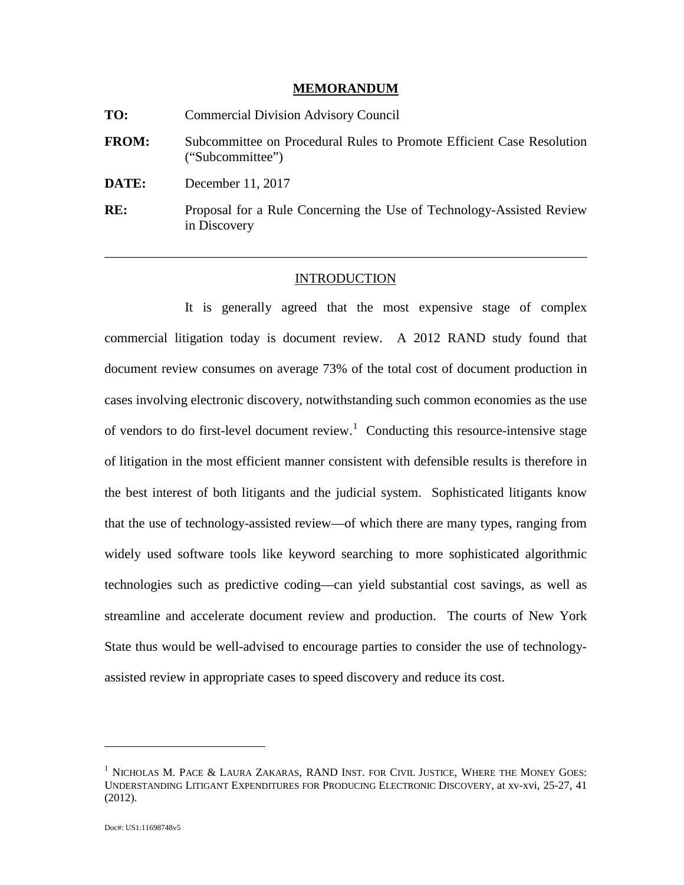**MEMORANDUM**

**TO:** Commercial Division Advisory Council

**FROM:** Subcommittee on Procedural Rules to Promote Efficient Case Resolution ("Subcommittee")

**DATE:** December 11, 2017

**RE:** Proposal for a Rule Concerning the Use of Technology-Assisted Review in Discovery

---

## INTRODUCTION

It is generally agreed that the most expensive stage of complex commercial litigation today is document review. A 2012 RAND study found that document review consumes on average 73% of the total cost of document production in cases involving electronic discovery, notwithstanding such common economies as the use of vendors to do first-level document review.[1] Conducting this resource-intensive stage of litigation in the most efficient manner consistent with defensible results is therefore in the best interest of both litigants and the judicial system. Sophisticated litigants know that the use of technology-assisted review—of which there are many types, ranging from widely used software tools like keyword searching to more sophisticated algorithmic technologies such as predictive coding—can yield substantial cost savings, as well as streamline and accelerate document review and production. The courts of New York State thus would be well-advised to encourage parties to consider the use of technology-assisted review in appropriate cases to speed discovery and reduce its cost.

---

[1] Nicholas M. Pace & Laura Zakaras, RAND Inst. for Civil Justice, Where the Money Goes: Understanding Litigant Expenditures for Producing Electronic Discovery, at xv-xvi, 25-27, 41 (2012).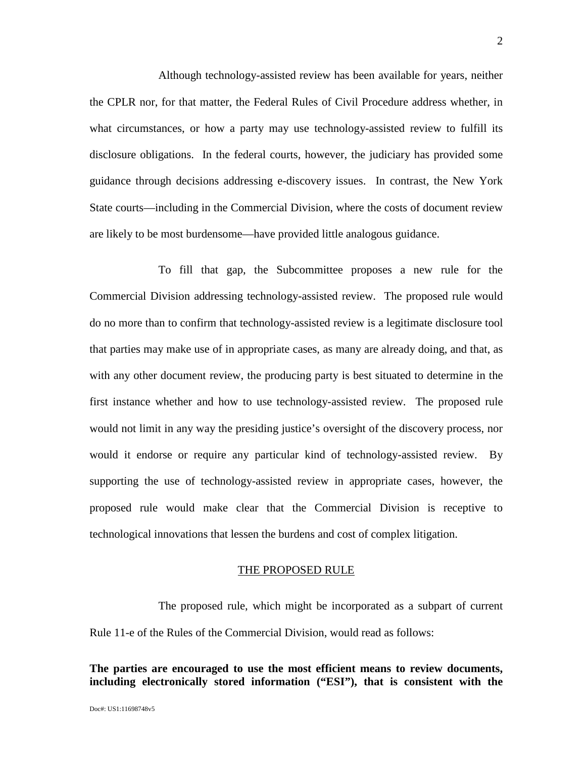Although technology-assisted review has been available for years, neither the CPLR nor, for that matter, the Federal Rules of Civil Procedure address whether, in what circumstances, or how a party may use technology-assisted review to fulfill its disclosure obligations. In the federal courts, however, the judiciary has provided some guidance through decisions addressing e-discovery issues. In contrast, the New York State courts—including in the Commercial Division, where the costs of document review are likely to be most burdensome—have provided little analogous guidance.

To fill that gap, the Subcommittee proposes a new rule for the Commercial Division addressing technology-assisted review. The proposed rule would do no more than to confirm that technology-assisted review is a legitimate disclosure tool that parties may make use of in appropriate cases, as many are already doing, and that, as with any other document review, the producing party is best situated to determine in the first instance whether and how to use technology-assisted review. The proposed rule would not limit in any way the presiding justice's oversight of the discovery process, nor would it endorse or require any particular kind of technology-assisted review. By supporting the use of technology-assisted review in appropriate cases, however, the proposed rule would make clear that the Commercial Division is receptive to technological innovations that lessen the burdens and cost of complex litigation.

## THE PROPOSED RULE

The proposed rule, which might be incorporated as a subpart of current Rule 11-e of the Rules of the Commercial Division, would read as follows:

**The parties are encouraged to use the most efficient means to review documents, including electronically stored information ("ESI"), that is consistent with the**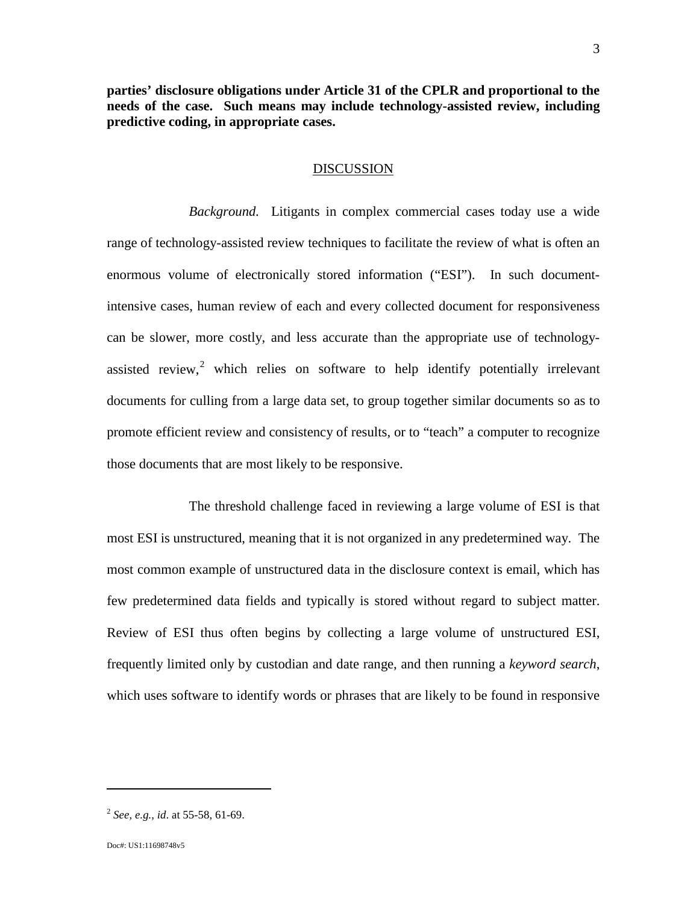**parties' disclosure obligations under Article 31 of the CPLR and proportional to the needs of the case. Such means may include technology-assisted review, including predictive coding, in appropriate cases.**

## DISCUSSION

*Background.* Litigants in complex commercial cases today use a wide range of technology-assisted review techniques to facilitate the review of what is often an enormous volume of electronically stored information ("ESI"). In such document-intensive cases, human review of each and every collected document for responsiveness can be slower, more costly, and less accurate than the appropriate use of technology-assisted review,[2] which relies on software to help identify potentially irrelevant documents for culling from a large data set, to group together similar documents so as to promote efficient review and consistency of results, or to "teach" a computer to recognize those documents that are most likely to be responsive.

The threshold challenge faced in reviewing a large volume of ESI is that most ESI is unstructured, meaning that it is not organized in any predetermined way. The most common example of unstructured data in the disclosure context is email, which has few predetermined data fields and typically is stored without regard to subject matter. Review of ESI thus often begins by collecting a large volume of unstructured ESI, frequently limited only by custodian and date range, and then running a *keyword search*, which uses software to identify words or phrases that are likely to be found in responsive

---

[2] *See, e.g.*, *id*. at 55-58, 61-69.

Doc#: US1:11698748v5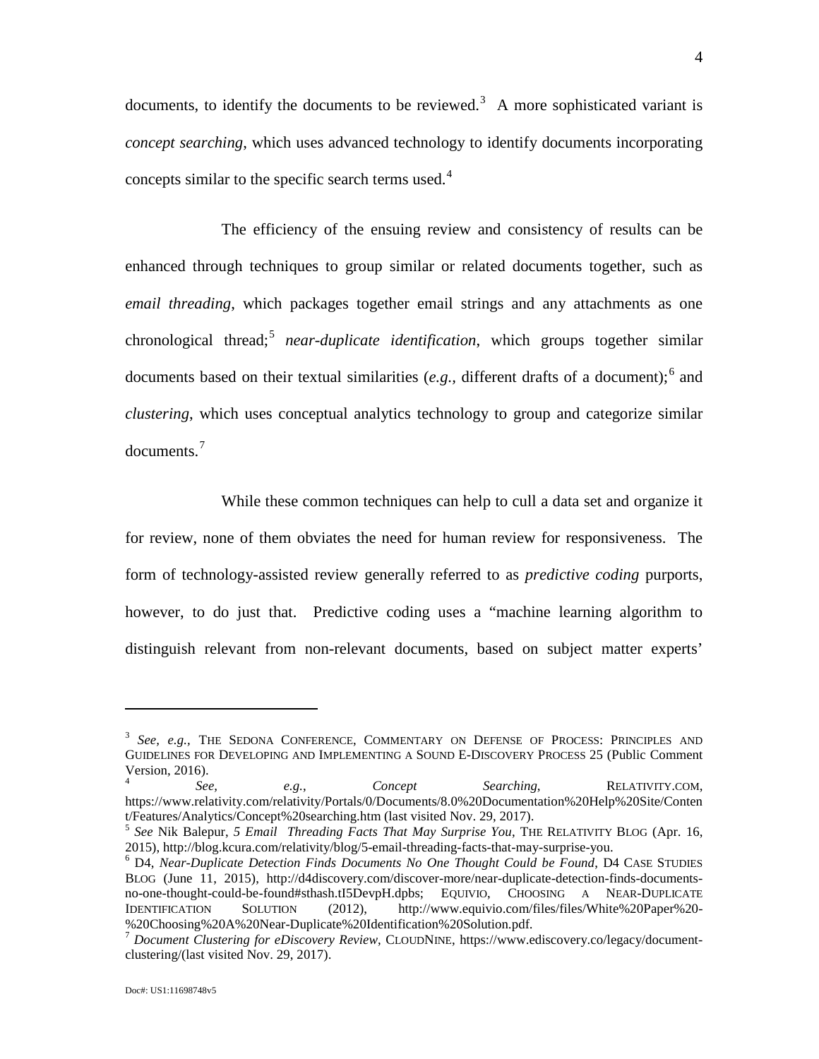documents, to identify the documents to be reviewed.[3] A more sophisticated variant is *concept searching*, which uses advanced technology to identify documents incorporating concepts similar to the specific search terms used.[4]

The efficiency of the ensuing review and consistency of results can be enhanced through techniques to group similar or related documents together, such as *email threading*, which packages together email strings and any attachments as one chronological thread;[5] *near-duplicate identification*, which groups together similar documents based on their textual similarities (*e.g.*, different drafts of a document);[6] and *clustering*, which uses conceptual analytics technology to group and categorize similar documents.[7]

While these common techniques can help to cull a data set and organize it for review, none of them obviates the need for human review for responsiveness. The form of technology-assisted review generally referred to as *predictive coding* purports, however, to do just that. Predictive coding uses a "machine learning algorithm to distinguish relevant from non-relevant documents, based on subject matter experts'

---

[3] *See, e.g.*, THE SEDONA CONFERENCE, COMMENTARY ON DEFENSE OF PROCESS: PRINCIPLES AND GUIDELINES FOR DEVELOPING AND IMPLEMENTING A SOUND E-DISCOVERY PROCESS 25 (Public Comment Version, 2016).

[4] *See, e.g.*, *Concept Searching*, RELATIVITY.COM, https://www.relativity.com/relativity/Portals/0/Documents/8.0%20Documentation%20Help%20Site/Content/Features/Analytics/Concept%20searching.htm (last visited Nov. 29, 2017).

[5] *See* Nik Balepur, *5 Email Threading Facts That May Surprise You*, THE RELATIVITY BLOG (Apr. 16, 2015), http://blog.kcura.com/relativity/blog/5-email-threading-facts-that-may-surprise-you.

[6] D4, *Near-Duplicate Detection Finds Documents No One Thought Could be Found*, D4 CASE STUDIES BLOG (June 11, 2015), http://d4discovery.com/discover-more/near-duplicate-detection-finds-documents-no-one-thought-could-be-found#sthash.tI5DevpH.dpbs; EQUIVIO, CHOOSING A NEAR-DUPLICATE IDENTIFICATION SOLUTION (2012), http://www.equivio.com/files/files/White%20Paper%20-%20Choosing%20A%20Near-Duplicate%20Identification%20Solution.pdf.

[7] *Document Clustering for eDiscovery Review*, CLOUDNINE, https://www.ediscovery.co/legacy/document-clustering/(last visited Nov. 29, 2017).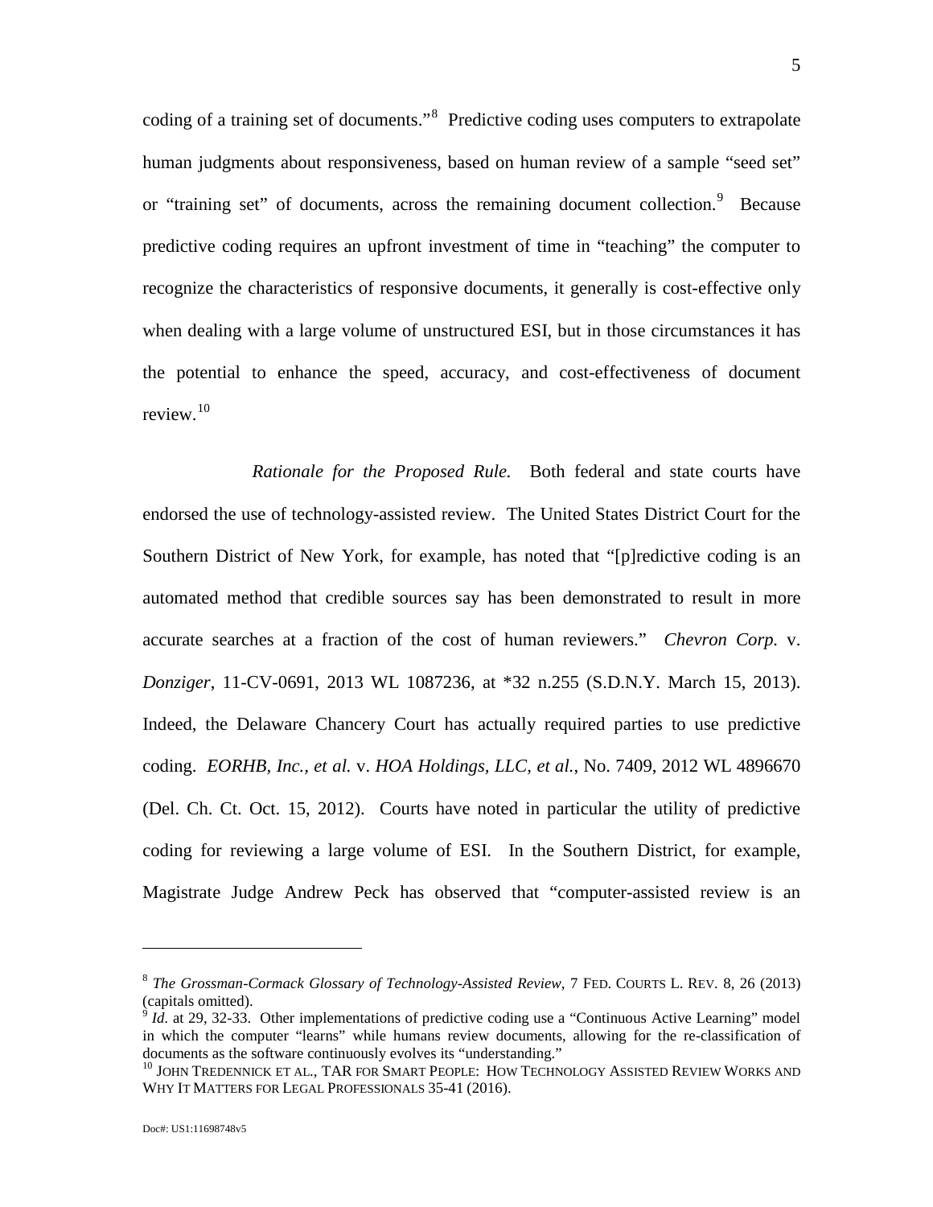coding of a training set of documents."[8] Predictive coding uses computers to extrapolate human judgments about responsiveness, based on human review of a sample "seed set" or "training set" of documents, across the remaining document collection.[9] Because predictive coding requires an upfront investment of time in "teaching" the computer to recognize the characteristics of responsive documents, it generally is cost-effective only when dealing with a large volume of unstructured ESI, but in those circumstances it has the potential to enhance the speed, accuracy, and cost-effectiveness of document review.[10]

*Rationale for the Proposed Rule.* Both federal and state courts have endorsed the use of technology-assisted review. The United States District Court for the Southern District of New York, for example, has noted that "[p]redictive coding is an automated method that credible sources say has been demonstrated to result in more accurate searches at a fraction of the cost of human reviewers." *Chevron Corp.* v. *Donziger*, 11-CV-0691, 2013 WL 1087236, at *32 n.255 (S.D.N.Y. March 15, 2013). Indeed, the Delaware Chancery Court has actually required parties to use predictive coding. *EORHB, Inc., et al.* v. *HOA Holdings, LLC, et al.*, No. 7409, 2012 WL 4896670 (Del. Ch. Ct. Oct. 15, 2012). Courts have noted in particular the utility of predictive coding for reviewing a large volume of ESI. In the Southern District, for example, Magistrate Judge Andrew Peck has observed that "computer-assisted review is an

---

[8] *The Grossman-Cormack Glossary of Technology-Assisted Review*, 7 FED. COURTS L. REV. 8, 26 (2013) (capitals omitted).

[9] *Id.* at 29, 32-33. Other implementations of predictive coding use a "Continuous Active Learning" model in which the computer "learns" while humans review documents, allowing for the re-classification of documents as the software continuously evolves its "understanding."

[10] JOHN TREDENNICK ET AL., TAR FOR SMART PEOPLE: HOW TECHNOLOGY ASSISTED REVIEW WORKS AND WHY IT MATTERS FOR LEGAL PROFESSIONALS 35-41 (2016).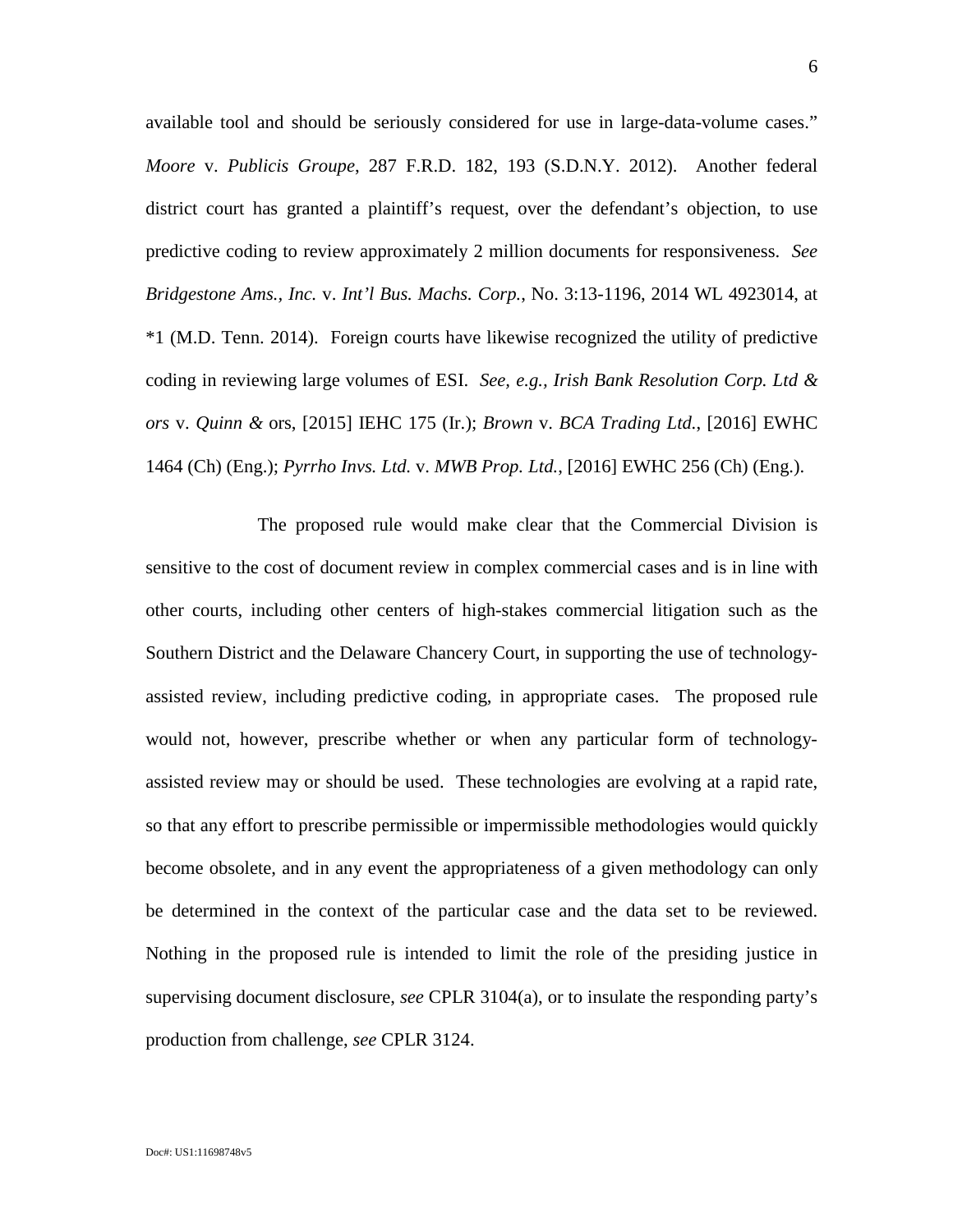available tool and should be seriously considered for use in large-data-volume cases." *Moore* v. *Publicis Groupe*, 287 F.R.D. 182, 193 (S.D.N.Y. 2012). Another federal district court has granted a plaintiff's request, over the defendant's objection, to use predictive coding to review approximately 2 million documents for responsiveness. *See Bridgestone Ams., Inc.* v. *Int'l Bus. Machs. Corp.*, No. 3:13-1196, 2014 WL 4923014, at *1 (M.D. Tenn. 2014). Foreign courts have likewise recognized the utility of predictive coding in reviewing large volumes of ESI. *See, e.g.*, *Irish Bank Resolution Corp. Ltd & ors* v. *Quinn &* ors, [2015] IEHC 175 (Ir.); *Brown* v. *BCA Trading Ltd.*, [2016] EWHC 1464 (Ch) (Eng.); *Pyrrho Invs. Ltd.* v. *MWB Prop. Ltd.*, [2016] EWHC 256 (Ch) (Eng.).

The proposed rule would make clear that the Commercial Division is sensitive to the cost of document review in complex commercial cases and is in line with other courts, including other centers of high-stakes commercial litigation such as the Southern District and the Delaware Chancery Court, in supporting the use of technology-assisted review, including predictive coding, in appropriate cases. The proposed rule would not, however, prescribe whether or when any particular form of technology-assisted review may or should be used. These technologies are evolving at a rapid rate, so that any effort to prescribe permissible or impermissible methodologies would quickly become obsolete, and in any event the appropriateness of a given methodology can only be determined in the context of the particular case and the data set to be reviewed. Nothing in the proposed rule is intended to limit the role of the presiding justice in supervising document disclosure, *see* CPLR 3104(a), or to insulate the responding party's production from challenge, *see* CPLR 3124.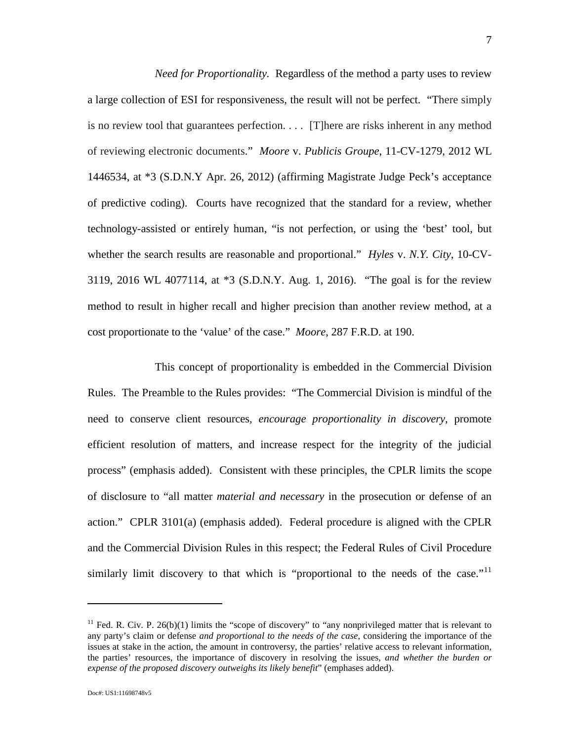*Need for Proportionality.* Regardless of the method a party uses to review a large collection of ESI for responsiveness, the result will not be perfect. "There simply is no review tool that guarantees perfection. . . . [T]here are risks inherent in any method of reviewing electronic documents." *Moore* v. *Publicis Groupe*, 11-CV-1279, 2012 WL 1446534, at *3 (S.D.N.Y Apr. 26, 2012) (affirming Magistrate Judge Peck's acceptance of predictive coding). Courts have recognized that the standard for a review, whether technology-assisted or entirely human, "is not perfection, or using the 'best' tool, but whether the search results are reasonable and proportional." *Hyles* v. *N.Y. City*, 10-CV-3119, 2016 WL 4077114, at *3 (S.D.N.Y. Aug. 1, 2016). "The goal is for the review method to result in higher recall and higher precision than another review method, at a cost proportionate to the 'value' of the case." *Moore*, 287 F.R.D. at 190.

This concept of proportionality is embedded in the Commercial Division Rules. The Preamble to the Rules provides: "The Commercial Division is mindful of the need to conserve client resources, *encourage proportionality in discovery*, promote efficient resolution of matters, and increase respect for the integrity of the judicial process" (emphasis added). Consistent with these principles, the CPLR limits the scope of disclosure to "all matter *material and necessary* in the prosecution or defense of an action." CPLR 3101(a) (emphasis added). Federal procedure is aligned with the CPLR and the Commercial Division Rules in this respect; the Federal Rules of Civil Procedure similarly limit discovery to that which is "proportional to the needs of the case."[11]

---

[11] Fed. R. Civ. P. 26(b)(1) limits the "scope of discovery" to "any nonprivileged matter that is relevant to any party's claim or defense *and proportional to the needs of the case*, considering the importance of the issues at stake in the action, the amount in controversy, the parties' relative access to relevant information, the parties' resources, the importance of discovery in resolving the issues, *and whether the burden or expense of the proposed discovery outweighs its likely benefit*" (emphases added).

Doc#: US1:11698748v5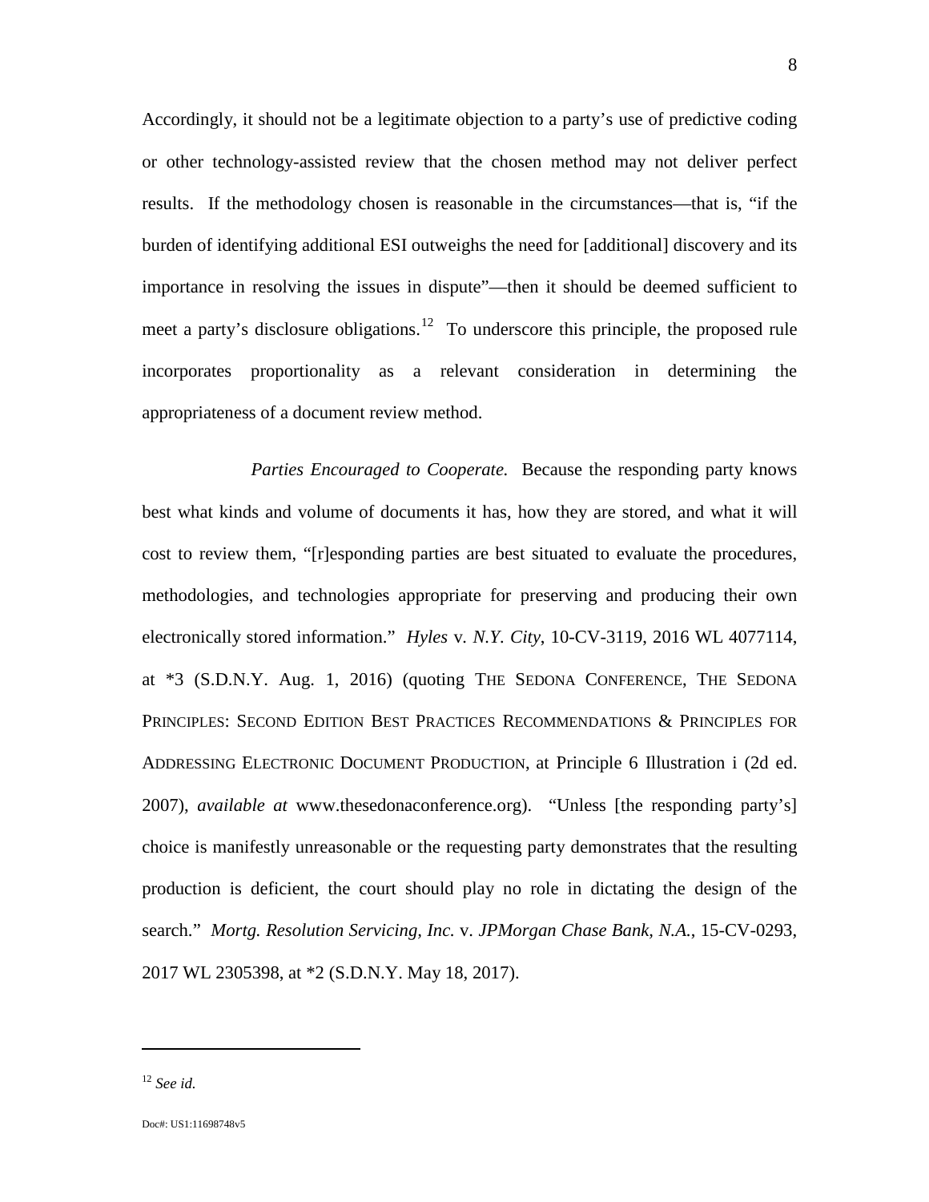Accordingly, it should not be a legitimate objection to a party's use of predictive coding or other technology-assisted review that the chosen method may not deliver perfect results. If the methodology chosen is reasonable in the circumstances—that is, "if the burden of identifying additional ESI outweighs the need for [additional] discovery and its importance in resolving the issues in dispute"—then it should be deemed sufficient to meet a party's disclosure obligations.[12] To underscore this principle, the proposed rule incorporates proportionality as a relevant consideration in determining the appropriateness of a document review method.

*Parties Encouraged to Cooperate.* Because the responding party knows best what kinds and volume of documents it has, how they are stored, and what it will cost to review them, "[r]esponding parties are best situated to evaluate the procedures, methodologies, and technologies appropriate for preserving and producing their own electronically stored information." *Hyles* v. *N.Y. City*, 10-CV-3119, 2016 WL 4077114, at *3 (S.D.N.Y. Aug. 1, 2016) (quoting THE SEDONA CONFERENCE, THE SEDONA PRINCIPLES: SECOND EDITION BEST PRACTICES RECOMMENDATIONS & PRINCIPLES FOR ADDRESSING ELECTRONIC DOCUMENT PRODUCTION, at Principle 6 Illustration i (2d ed. 2007), *available at* www.thesedonaconference.org). "Unless [the responding party's] choice is manifestly unreasonable or the requesting party demonstrates that the resulting production is deficient, the court should play no role in dictating the design of the search." *Mortg. Resolution Servicing, Inc.* v. *JPMorgan Chase Bank, N.A.*, 15-CV-0293, 2017 WL 2305398, at *2 (S.D.N.Y. May 18, 2017).

---

[12] *See id.*

Doc#: US1:11698748v5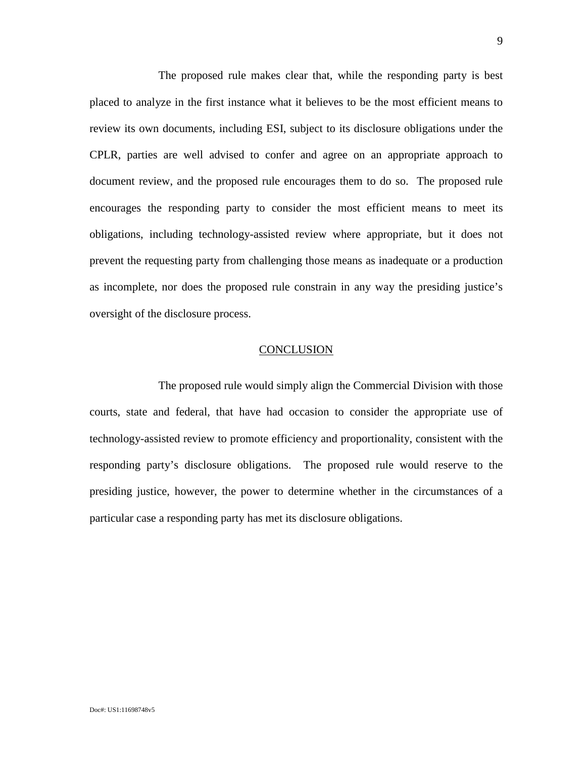The proposed rule makes clear that, while the responding party is best placed to analyze in the first instance what it believes to be the most efficient means to review its own documents, including ESI, subject to its disclosure obligations under the CPLR, parties are well advised to confer and agree on an appropriate approach to document review, and the proposed rule encourages them to do so. The proposed rule encourages the responding party to consider the most efficient means to meet its obligations, including technology-assisted review where appropriate, but it does not prevent the requesting party from challenging those means as inadequate or a production as incomplete, nor does the proposed rule constrain in any way the presiding justice's oversight of the disclosure process.

## CONCLUSION

The proposed rule would simply align the Commercial Division with those courts, state and federal, that have had occasion to consider the appropriate use of technology-assisted review to promote efficiency and proportionality, consistent with the responding party's disclosure obligations. The proposed rule would reserve to the presiding justice, however, the power to determine whether in the circumstances of a particular case a responding party has met its disclosure obligations.